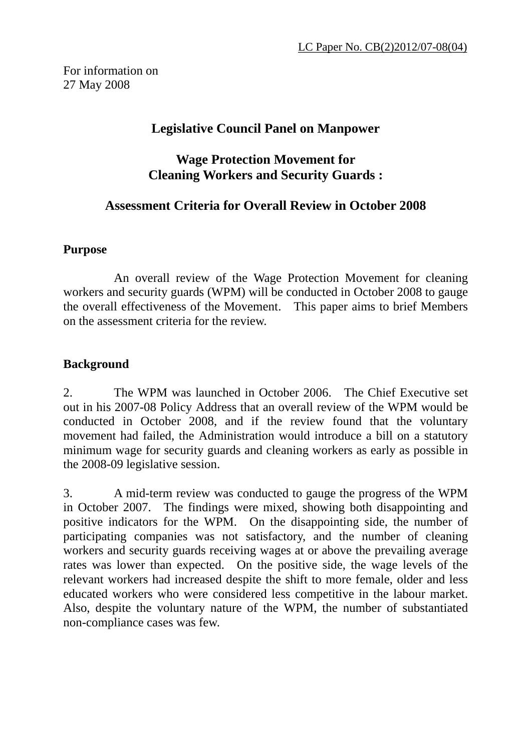LC Paper No. CB(2)2012/07-08(04)

For information on
27 May 2008

# Legislative Council Panel on Manpower

## Wage Protection Movement for Cleaning Workers and Security Guards :

## Assessment Criteria for Overall Review in October 2008

### Purpose

An overall review of the Wage Protection Movement for cleaning workers and security guards (WPM) will be conducted in October 2008 to gauge the overall effectiveness of the Movement. This paper aims to brief Members on the assessment criteria for the review.

### Background

2. The WPM was launched in October 2006. The Chief Executive set out in his 2007-08 Policy Address that an overall review of the WPM would be conducted in October 2008, and if the review found that the voluntary movement had failed, the Administration would introduce a bill on a statutory minimum wage for security guards and cleaning workers as early as possible in the 2008-09 legislative session.

3. A mid-term review was conducted to gauge the progress of the WPM in October 2007. The findings were mixed, showing both disappointing and positive indicators for the WPM. On the disappointing side, the number of participating companies was not satisfactory, and the number of cleaning workers and security guards receiving wages at or above the prevailing average rates was lower than expected. On the positive side, the wage levels of the relevant workers had increased despite the shift to more female, older and less educated workers who were considered less competitive in the labour market. Also, despite the voluntary nature of the WPM, the number of substantiated non-compliance cases was few.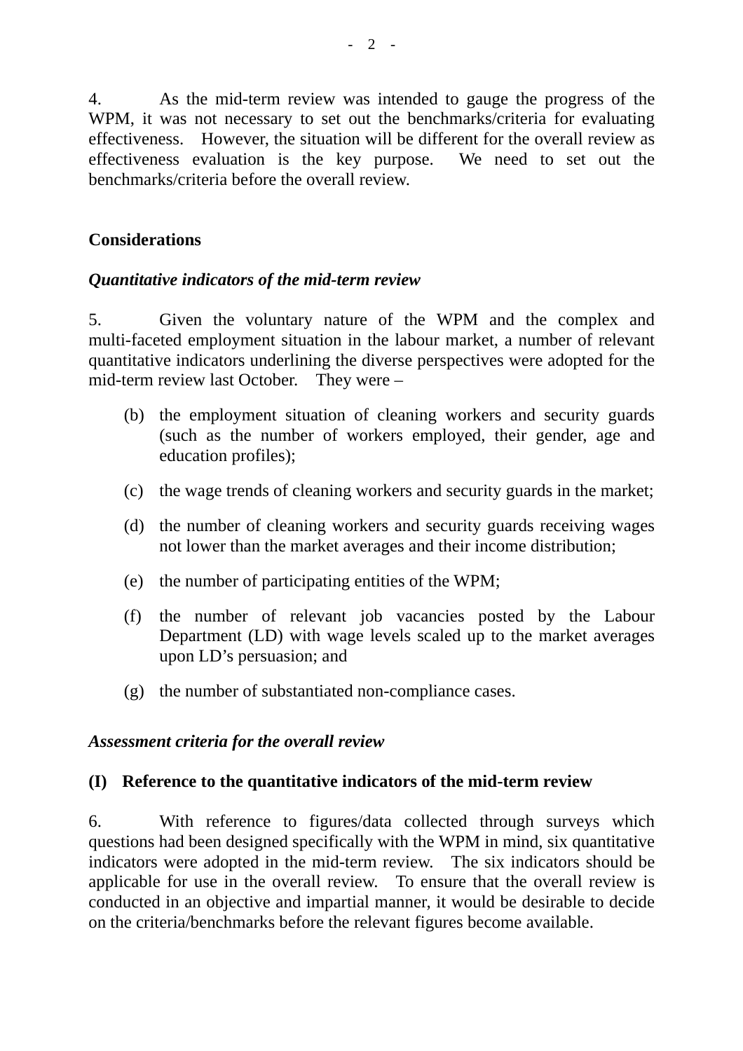4. As the mid-term review was intended to gauge the progress of the WPM, it was not necessary to set out the benchmarks/criteria for evaluating effectiveness. However, the situation will be different for the overall review as effectiveness evaluation is the key purpose. We need to set out the benchmarks/criteria before the overall review.

**Considerations**

***Quantitative indicators of the mid-term review***

5. Given the voluntary nature of the WPM and the complex and multi-faceted employment situation in the labour market, a number of relevant quantitative indicators underlining the diverse perspectives were adopted for the mid-term review last October. They were –

(b) the employment situation of cleaning workers and security guards (such as the number of workers employed, their gender, age and education profiles);

(c) the wage trends of cleaning workers and security guards in the market;

(d) the number of cleaning workers and security guards receiving wages not lower than the market averages and their income distribution;

(e) the number of participating entities of the WPM;

(f) the number of relevant job vacancies posted by the Labour Department (LD) with wage levels scaled up to the market averages upon LD's persuasion; and

(g) the number of substantiated non-compliance cases.

***Assessment criteria for the overall review***

**(I) Reference to the quantitative indicators of the mid-term review**

6. With reference to figures/data collected through surveys which questions had been designed specifically with the WPM in mind, six quantitative indicators were adopted in the mid-term review. The six indicators should be applicable for use in the overall review. To ensure that the overall review is conducted in an objective and impartial manner, it would be desirable to decide on the criteria/benchmarks before the relevant figures become available.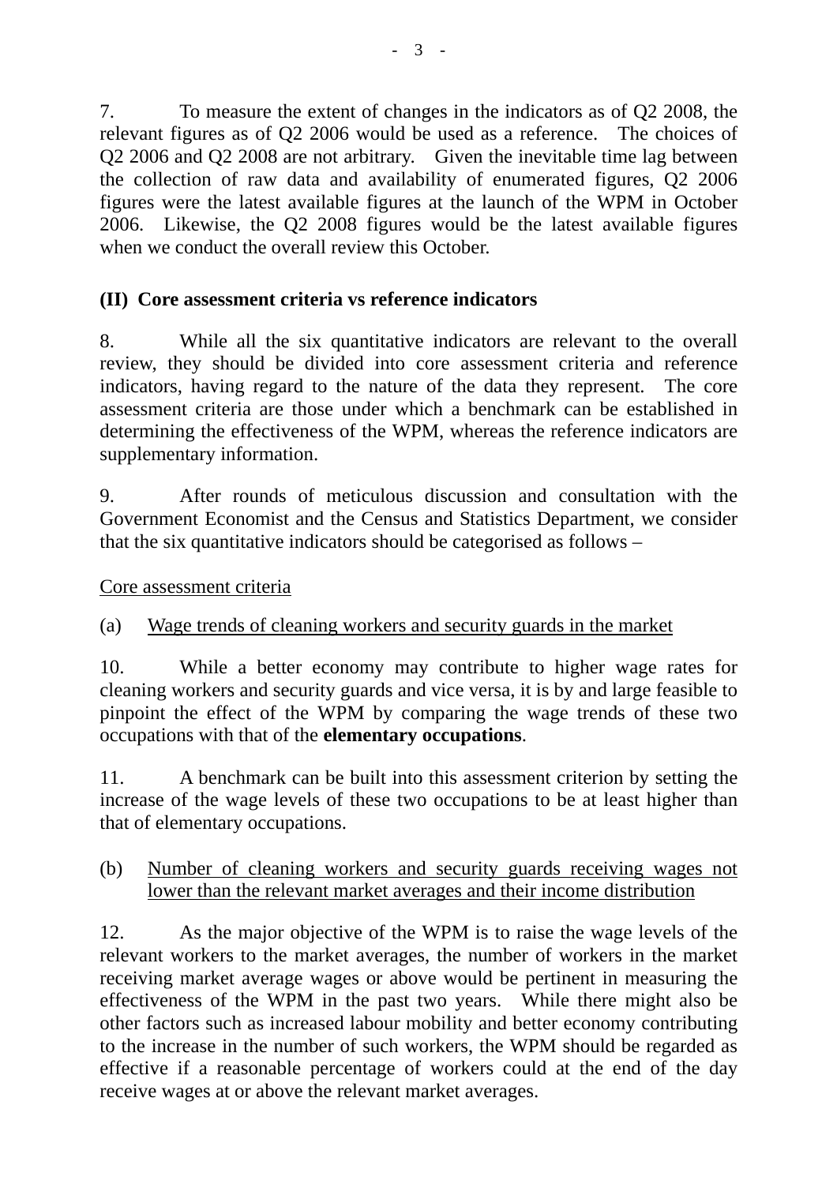7. To measure the extent of changes in the indicators as of Q2 2008, the relevant figures as of Q2 2006 would be used as a reference. The choices of Q2 2006 and Q2 2008 are not arbitrary. Given the inevitable time lag between the collection of raw data and availability of enumerated figures, Q2 2006 figures were the latest available figures at the launch of the WPM in October 2006. Likewise, the Q2 2008 figures would be the latest available figures when we conduct the overall review this October.

**(II) Core assessment criteria vs reference indicators**

8. While all the six quantitative indicators are relevant to the overall review, they should be divided into core assessment criteria and reference indicators, having regard to the nature of the data they represent. The core assessment criteria are those under which a benchmark can be established in determining the effectiveness of the WPM, whereas the reference indicators are supplementary information.

9. After rounds of meticulous discussion and consultation with the Government Economist and the Census and Statistics Department, we consider that the six quantitative indicators should be categorised as follows –

<u>Core assessment criteria</u>

(a) <u>Wage trends of cleaning workers and security guards in the market</u>

10. While a better economy may contribute to higher wage rates for cleaning workers and security guards and vice versa, it is by and large feasible to pinpoint the effect of the WPM by comparing the wage trends of these two occupations with that of the **elementary occupations**.

11. A benchmark can be built into this assessment criterion by setting the increase of the wage levels of these two occupations to be at least higher than that of elementary occupations.

(b) <u>Number of cleaning workers and security guards receiving wages not lower than the relevant market averages and their income distribution</u>

12. As the major objective of the WPM is to raise the wage levels of the relevant workers to the market averages, the number of workers in the market receiving market average wages or above would be pertinent in measuring the effectiveness of the WPM in the past two years. While there might also be other factors such as increased labour mobility and better economy contributing to the increase in the number of such workers, the WPM should be regarded as effective if a reasonable percentage of workers could at the end of the day receive wages at or above the relevant market averages.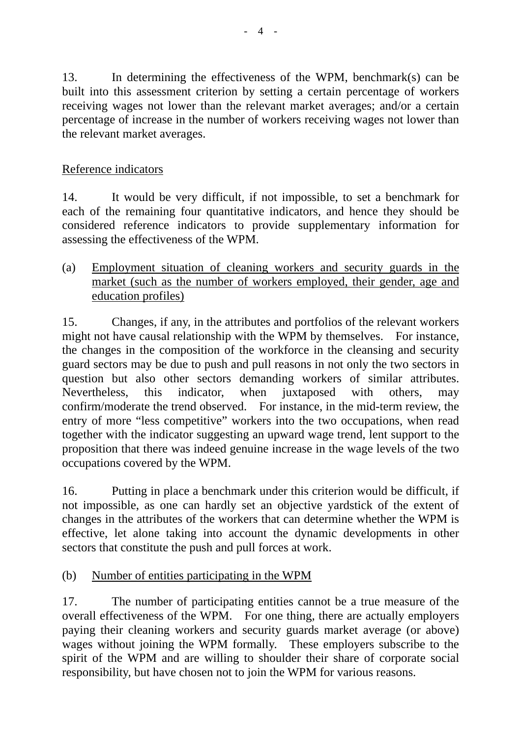13. In determining the effectiveness of the WPM, benchmark(s) can be built into this assessment criterion by setting a certain percentage of workers receiving wages not lower than the relevant market averages; and/or a certain percentage of increase in the number of workers receiving wages not lower than the relevant market averages.

<u>Reference indicators</u>

14. It would be very difficult, if not impossible, to set a benchmark for each of the remaining four quantitative indicators, and hence they should be considered reference indicators to provide supplementary information for assessing the effectiveness of the WPM.

(a) <u>Employment situation of cleaning workers and security guards in the market (such as the number of workers employed, their gender, age and education profiles)</u>

15. Changes, if any, in the attributes and portfolios of the relevant workers might not have causal relationship with the WPM by themselves. For instance, the changes in the composition of the workforce in the cleansing and security guard sectors may be due to push and pull reasons in not only the two sectors in question but also other sectors demanding workers of similar attributes. Nevertheless, this indicator, when juxtaposed with others, may confirm/moderate the trend observed. For instance, in the mid-term review, the entry of more "less competitive" workers into the two occupations, when read together with the indicator suggesting an upward wage trend, lent support to the proposition that there was indeed genuine increase in the wage levels of the two occupations covered by the WPM.

16. Putting in place a benchmark under this criterion would be difficult, if not impossible, as one can hardly set an objective yardstick of the extent of changes in the attributes of the workers that can determine whether the WPM is effective, let alone taking into account the dynamic developments in other sectors that constitute the push and pull forces at work.

(b) <u>Number of entities participating in the WPM</u>

17. The number of participating entities cannot be a true measure of the overall effectiveness of the WPM. For one thing, there are actually employers paying their cleaning workers and security guards market average (or above) wages without joining the WPM formally. These employers subscribe to the spirit of the WPM and are willing to shoulder their share of corporate social responsibility, but have chosen not to join the WPM for various reasons.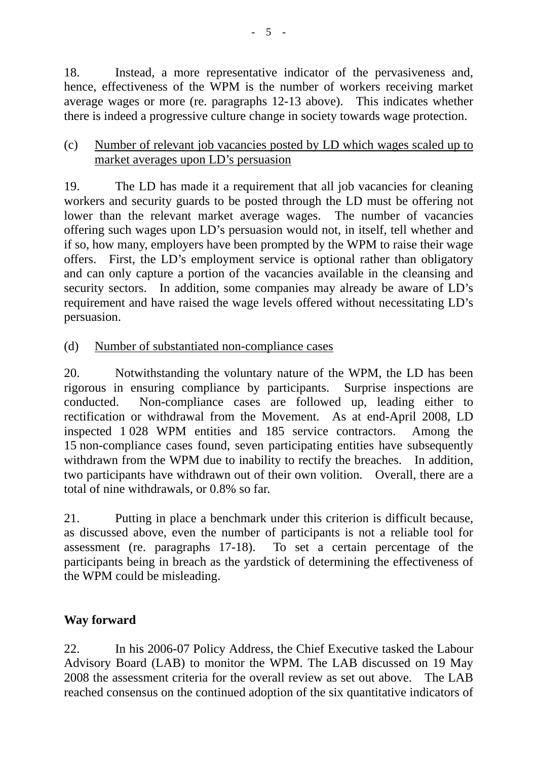18. Instead, a more representative indicator of the pervasiveness and, hence, effectiveness of the WPM is the number of workers receiving market average wages or more (re. paragraphs 12-13 above). This indicates whether there is indeed a progressive culture change in society towards wage protection.

(c) <u>Number of relevant job vacancies posted by LD which wages scaled up to market averages upon LD's persuasion</u>

19. The LD has made it a requirement that all job vacancies for cleaning workers and security guards to be posted through the LD must be offering not lower than the relevant market average wages. The number of vacancies offering such wages upon LD's persuasion would not, in itself, tell whether and if so, how many, employers have been prompted by the WPM to raise their wage offers. First, the LD's employment service is optional rather than obligatory and can only capture a portion of the vacancies available in the cleansing and security sectors. In addition, some companies may already be aware of LD's requirement and have raised the wage levels offered without necessitating LD's persuasion.

(d) <u>Number of substantiated non-compliance cases</u>

20. Notwithstanding the voluntary nature of the WPM, the LD has been rigorous in ensuring compliance by participants. Surprise inspections are conducted. Non-compliance cases are followed up, leading either to rectification or withdrawal from the Movement. As at end-April 2008, LD inspected 1 028 WPM entities and 185 service contractors. Among the 15 non-compliance cases found, seven participating entities have subsequently withdrawn from the WPM due to inability to rectify the breaches. In addition, two participants have withdrawn out of their own volition. Overall, there are a total of nine withdrawals, or 0.8% so far.

21. Putting in place a benchmark under this criterion is difficult because, as discussed above, even the number of participants is not a reliable tool for assessment (re. paragraphs 17-18). To set a certain percentage of the participants being in breach as the yardstick of determining the effectiveness of the WPM could be misleading.

**Way forward**

22. In his 2006-07 Policy Address, the Chief Executive tasked the Labour Advisory Board (LAB) to monitor the WPM. The LAB discussed on 19 May 2008 the assessment criteria for the overall review as set out above. The LAB reached consensus on the continued adoption of the six quantitative indicators of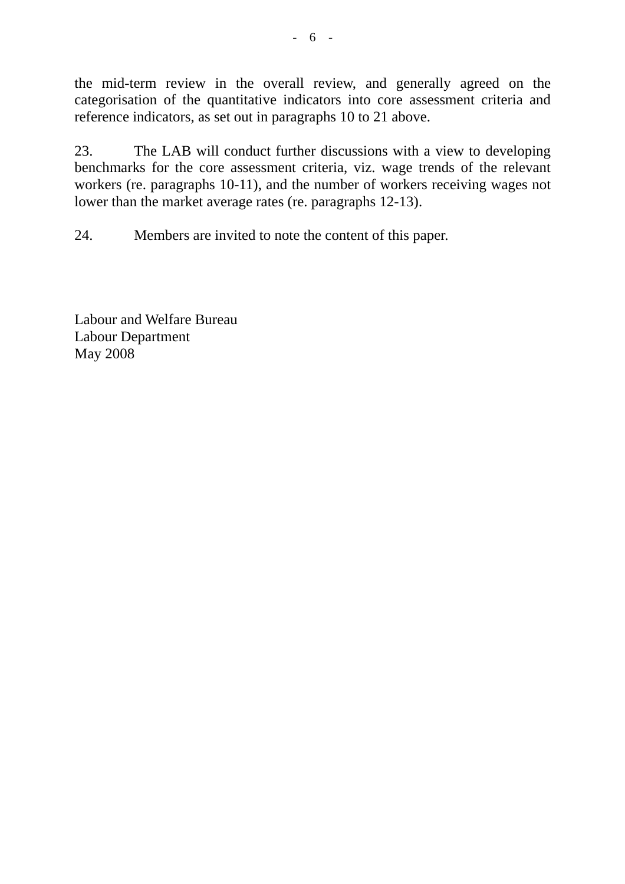the mid-term review in the overall review, and generally agreed on the categorisation of the quantitative indicators into core assessment criteria and reference indicators, as set out in paragraphs 10 to 21 above.

23. The LAB will conduct further discussions with a view to developing benchmarks for the core assessment criteria, viz. wage trends of the relevant workers (re. paragraphs 10-11), and the number of workers receiving wages not lower than the market average rates (re. paragraphs 12-13).

24. Members are invited to note the content of this paper.

Labour and Welfare Bureau  
Labour Department  
May 2008